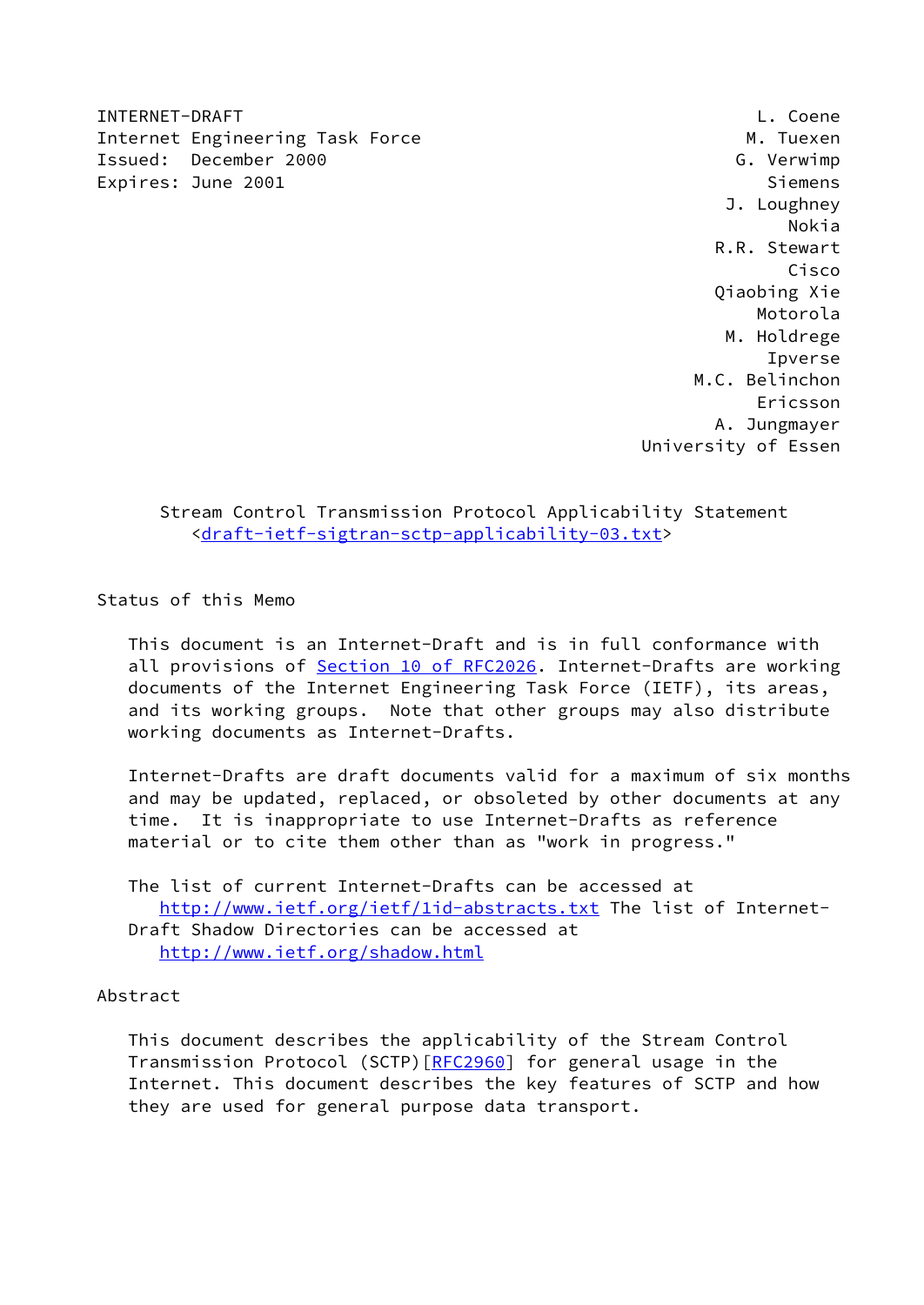INTERNET-DRAFT — L. Coene
Internet Engineering Task Force — M. Tuexen
Issued: December 2000 — G. Verwimp
Expires: June 2001 — Siemens
J. Loughney
Nokia
R.R. Stewart
Cisco
Qiaobing Xie
Motorola
M. Holdrege
Ipverse
M.C. Belinchon
Ericsson
A. Jungmayer
University of Essen

# Stream Control Transmission Protocol Applicability Statement

<draft-ietf-sigtran-sctp-applicability-03.txt>

## Status of this Memo

This document is an Internet-Draft and is in full conformance with all provisions of Section 10 of RFC2026. Internet-Drafts are working documents of the Internet Engineering Task Force (IETF), its areas, and its working groups. Note that other groups may also distribute working documents as Internet-Drafts.

Internet-Drafts are draft documents valid for a maximum of six months and may be updated, replaced, or obsoleted by other documents at any time. It is inappropriate to use Internet-Drafts as reference material or to cite them other than as "work in progress."

The list of current Internet-Drafts can be accessed at http://www.ietf.org/ietf/1id-abstracts.txt The list of Internet-Draft Shadow Directories can be accessed at http://www.ietf.org/shadow.html

## Abstract

This document describes the applicability of the Stream Control Transmission Protocol (SCTP)[RFC2960] for general usage in the Internet. This document describes the key features of SCTP and how they are used for general purpose data transport.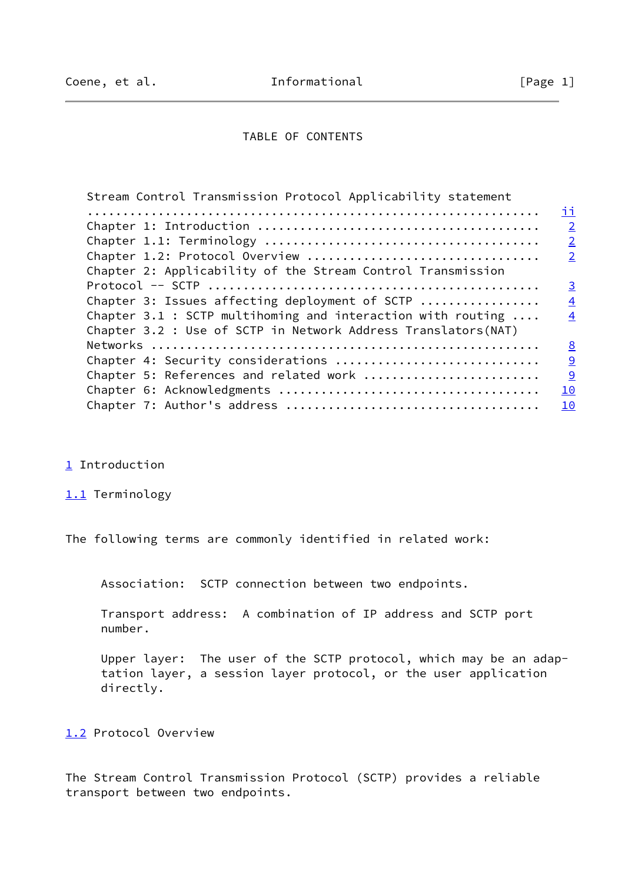TABLE OF CONTENTS

Stream Control Transmission Protocol Applicability statement ......................................................... ii
Chapter 1: Introduction ...................................... 2
Chapter 1.1: Terminology ..................................... 2
Chapter 1.2: Protocol Overview ............................... 2
Chapter 2: Applicability of the Stream Control Transmission Protocol -- SCTP .............................................. 3
Chapter 3: Issues affecting deployment of SCTP ................ 4
Chapter 3.1 : SCTP multihoming and interaction with routing .... 4
Chapter 3.2 : Use of SCTP in Network Address Translators(NAT) Networks ..................................................... 8
Chapter 4: Security considerations ............................ 9
Chapter 5: References and related work ........................ 9
Chapter 6: Acknowledgments .................................... 10
Chapter 7: Author's address ................................... 10

# 1 Introduction

## 1.1 Terminology

The following terms are commonly identified in related work:

Association: SCTP connection between two endpoints.

Transport address: A combination of IP address and SCTP port number.

Upper layer: The user of the SCTP protocol, which may be an adaptation layer, a session layer protocol, or the user application directly.

## 1.2 Protocol Overview

The Stream Control Transmission Protocol (SCTP) provides a reliable transport between two endpoints.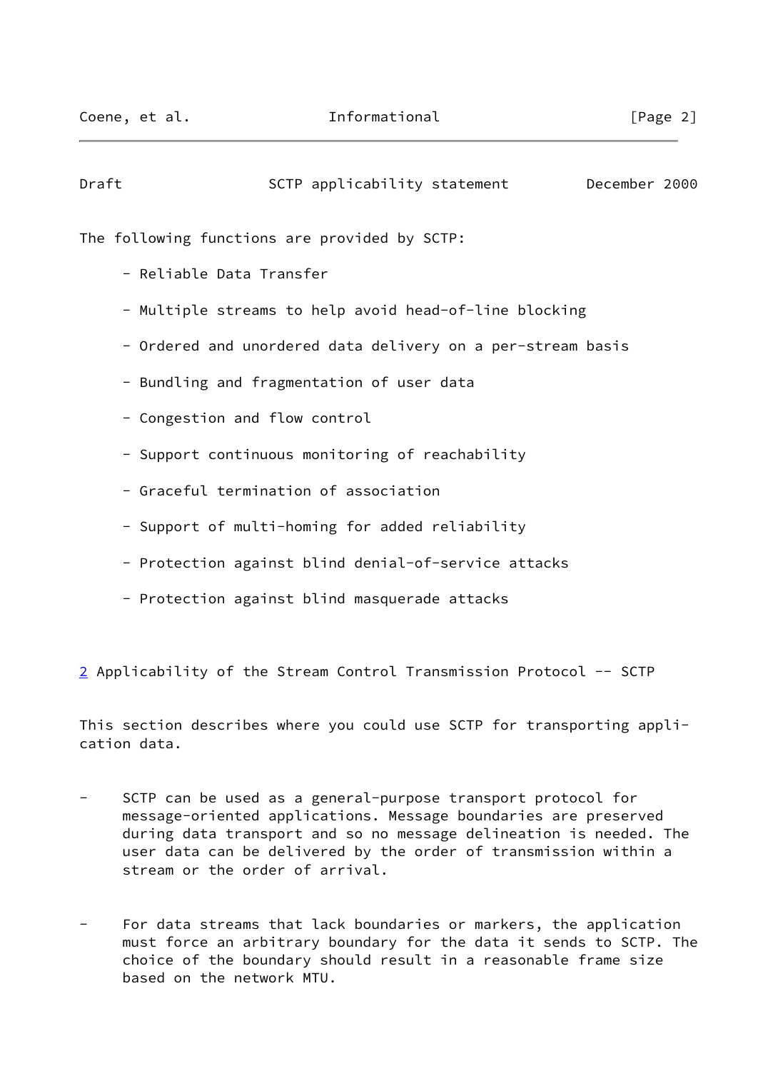The following functions are provided by SCTP:

- Reliable Data Transfer
- Multiple streams to help avoid head-of-line blocking
- Ordered and unordered data delivery on a per-stream basis
- Bundling and fragmentation of user data
- Congestion and flow control
- Support continuous monitoring of reachability
- Graceful termination of association
- Support of multi-homing for added reliability
- Protection against blind denial-of-service attacks
- Protection against blind masquerade attacks

## 2 Applicability of the Stream Control Transmission Protocol -- SCTP

This section describes where you could use SCTP for transporting application data.

- SCTP can be used as a general-purpose transport protocol for message-oriented applications. Message boundaries are preserved during data transport and so no message delineation is needed. The user data can be delivered by the order of transmission within a stream or the order of arrival.

- For data streams that lack boundaries or markers, the application must force an arbitrary boundary for the data it sends to SCTP. The choice of the boundary should result in a reasonable frame size based on the network MTU.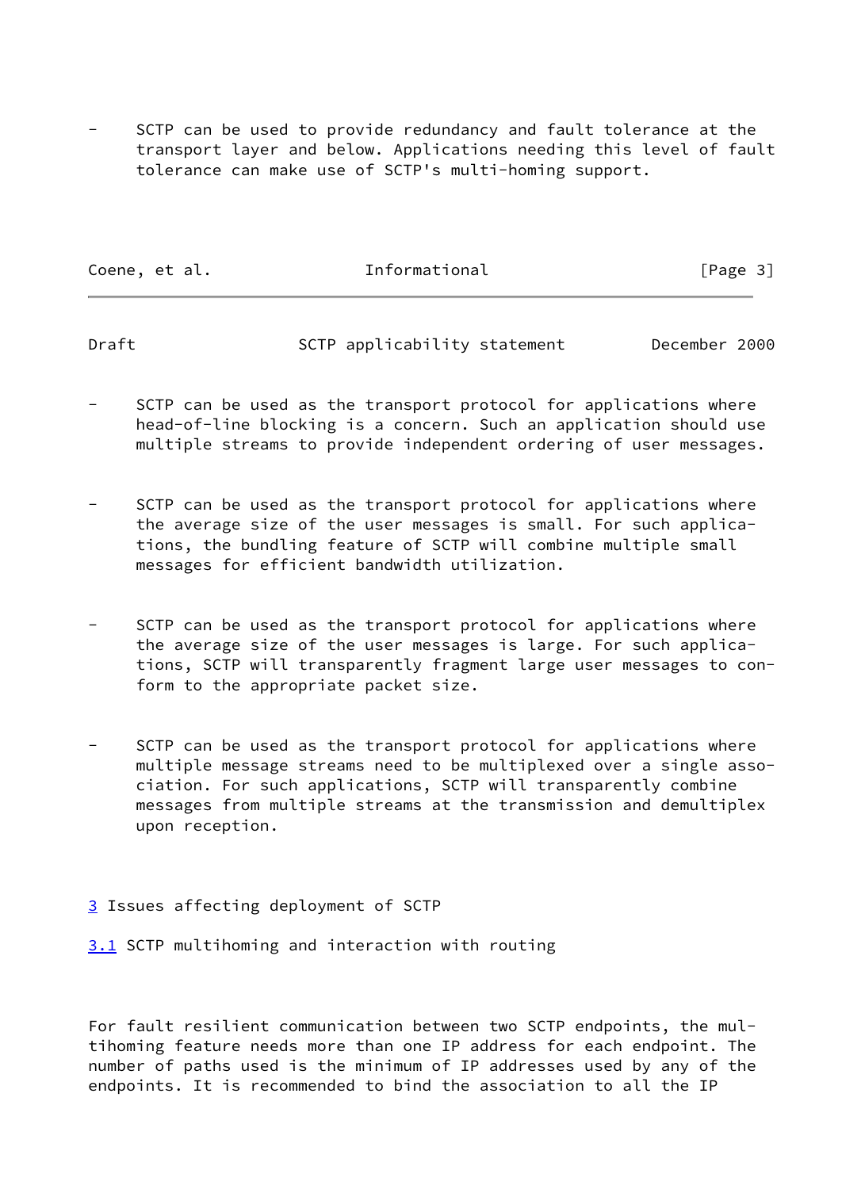- SCTP can be used to provide redundancy and fault tolerance at the transport layer and below. Applications needing this level of fault tolerance can make use of SCTP's multi-homing support.

- SCTP can be used as the transport protocol for applications where head-of-line blocking is a concern. Such an application should use multiple streams to provide independent ordering of user messages.

- SCTP can be used as the transport protocol for applications where the average size of the user messages is small. For such applications, the bundling feature of SCTP will combine multiple small messages for efficient bandwidth utilization.

- SCTP can be used as the transport protocol for applications where the average size of the user messages is large. For such applications, SCTP will transparently fragment large user messages to conform to the appropriate packet size.

- SCTP can be used as the transport protocol for applications where multiple message streams need to be multiplexed over a single association. For such applications, SCTP will transparently combine messages from multiple streams at the transmission and demultiplex upon reception.

# 3 Issues affecting deployment of SCTP

## 3.1 SCTP multihoming and interaction with routing

For fault resilient communication between two SCTP endpoints, the multihoming feature needs more than one IP address for each endpoint. The number of paths used is the minimum of IP addresses used by any of the endpoints. It is recommended to bind the association to all the IP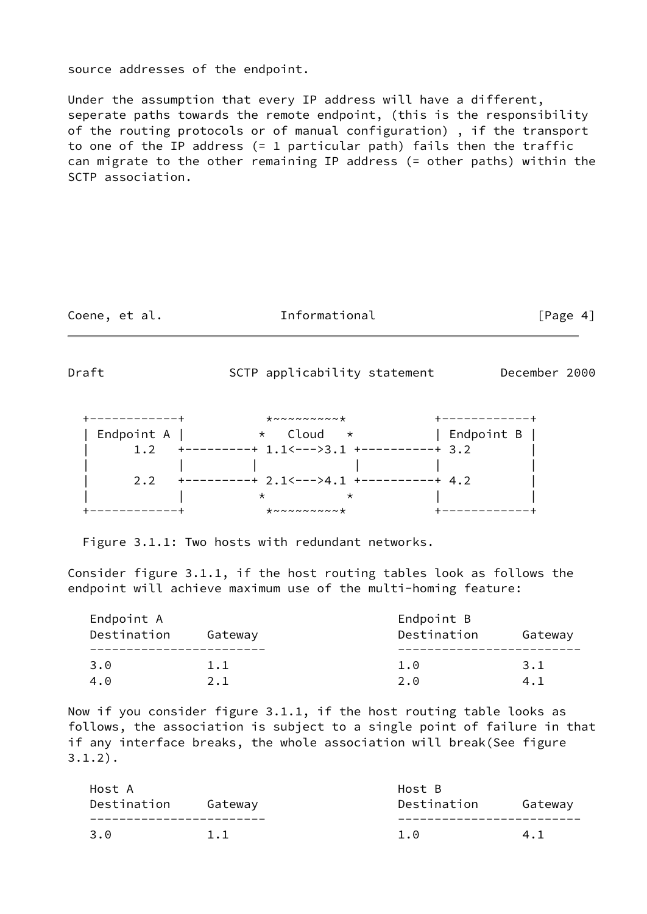source addresses of the endpoint.

Under the assumption that every IP address will have a different, seperate paths towards the remote endpoint, (this is the responsibility of the routing protocols or of manual configuration) , if the transport to one of the IP address (= 1 particular path) fails then the traffic can migrate to the other remaining IP address (= other paths) within the SCTP association.

```
 +------------+           *~~~~~~~~~~*          +------------+
 | Endpoint A |          *   Cloud   *          | Endpoint B |
 |      1.2   +---------+ 1.1<--->3.1 +----------+ 3.2        |
 |            |         |           |          |            |
 |      2.2   +---------+ 2.1<--->4.1 +----------+ 4.2        |
 |            |          *           *          |            |
 +------------+           *~~~~~~~~~~*          +------------+
```

Figure 3.1.1: Two hosts with redundant networks.

Consider figure 3.1.1, if the host routing tables look as follows the endpoint will achieve maximum use of the multi-homing feature:

```
   Endpoint A                                Endpoint B
   Destination    Gateway                    Destination     Gateway
   -----------------------                   ------------------------
   3.0            1.1                        1.0             3.1
   4.0            2.1                        2.0             4.1
```

Now if you consider figure 3.1.1, if the host routing table looks as follows, the association is subject to a single point of failure in that if any interface breaks, the whole association will break(See figure 3.1.2).

```
   Host A                                    Host B
   Destination    Gateway                    Destination     Gateway
   -----------------------                   ------------------------
   3.0            1.1                        1.0             4.1
```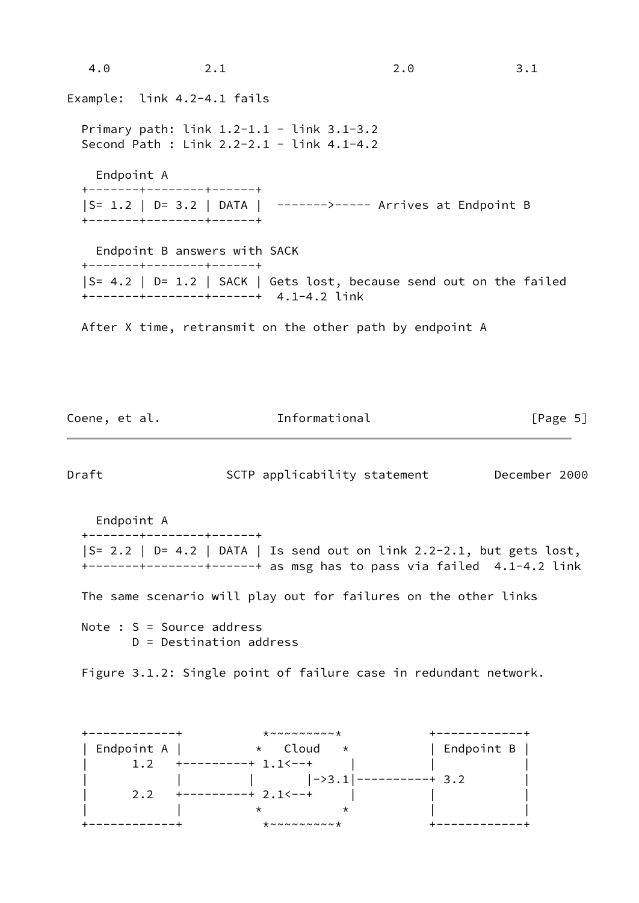```
   4.0             2.1                         2.0             3.1
```

Example:  link 4.2-4.1 fails

```
  Primary path: link 1.2-1.1 - link 3.1-3.2
  Second Path : Link 2.2-2.1 - link 4.1-4.2

    Endpoint A
  +-------+-------+------+
  |S= 1.2 | D= 3.2 | DATA |  ------->----- Arrives at Endpoint B
  +-------+-------+------+

    Endpoint B answers with SACK
  +-------+-------+------+
  |S= 4.2 | D= 1.2 | SACK | Gets lost, because send out on the failed
  +-------+-------+------+  4.1-4.2 link

  After X time, retransmit on the other path by endpoint A

    Endpoint A
  +-------+-------+------+
  |S= 2.2 | D= 4.2 | DATA | Is send out on link 2.2-2.1, but gets lost,
  +-------+-------+------+ as msg has to pass via failed  4.1-4.2 link

  The same scenario will play out for failures on the other links

  Note : S = Source address
         D = Destination address
```

Figure 3.1.2: Single point of failure case in redundant network.

```
  +------------+          *~~~~~~~~~~*          +------------+
  | Endpoint A |         *   Cloud   *          | Endpoint B |
  |      1.2   +---------+ 1.1<--+     |          |            |
  |            |         |       |->3.1|----------+ 3.2        |
  |      2.2   +---------+ 2.1<--+     |          |            |
  |            |         *           *          |            |
  +------------+          *~~~~~~~~~~*          +------------+
```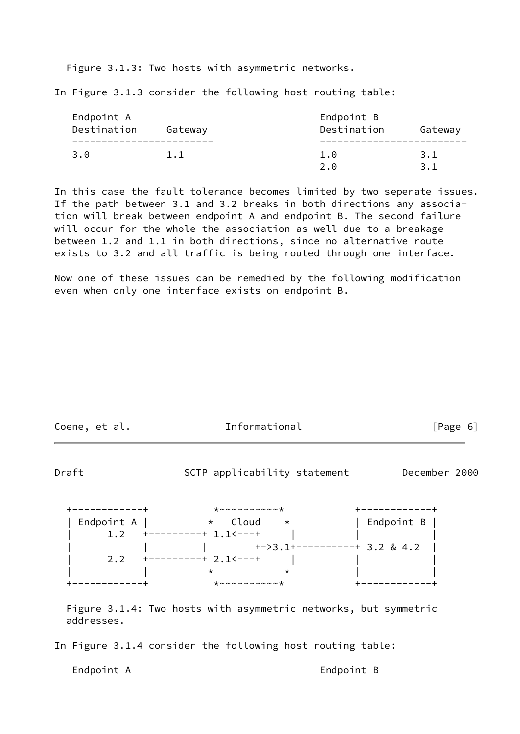Figure 3.1.3: Two hosts with asymmetric networks.

In Figure 3.1.3 consider the following host routing table:

```
   Endpoint A                                Endpoint B
   Destination     Gateway                   Destination      Gateway
   ------------------------                  -------------------------
   3.0             1.1                       1.0              3.1
                                             2.0              3.1
```

In this case the fault tolerance becomes limited by two seperate issues. If the path between 3.1 and 3.2 breaks in both directions any association will break between endpoint A and endpoint B. The second failure will occur for the whole the association as well due to a breakage between 1.2 and 1.1 in both directions, since no alternative route exists to 3.2 and all traffic is being routed through one interface.

Now one of these issues can be remedied by the following modification even when only one interface exists on endpoint B.

```
  +------------+          *~~~~~~~~~~~*          +------------+
  | Endpoint A |         *   Cloud    *          | Endpoint B |
  |     1.2    +---------+ 1.1<---+     |          |            |
  |            |         |        +->3.1+----------+ 3.2 & 4.2  |
  |     2.2    +---------+ 2.1<---+     |          |            |
  |            |         *            *          |            |
  +------------+          *~~~~~~~~~~~*          +------------+
```

Figure 3.1.4: Two hosts with asymmetric networks, but symmetric addresses.

In Figure 3.1.4 consider the following host routing table:

```
   Endpoint A                                Endpoint B
```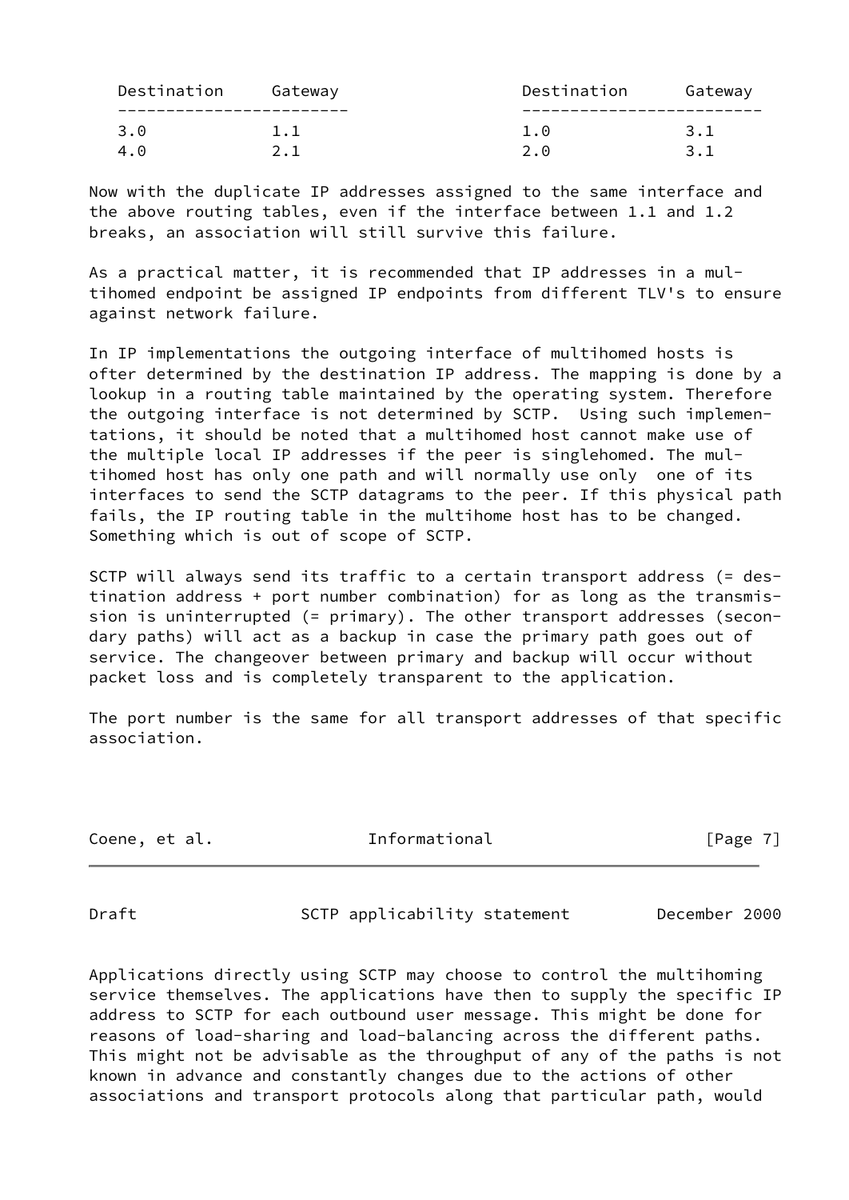| Destination | Gateway |
| --- | --- |
| 3.0 | 1.1 |
| 4.0 | 2.1 |

| Destination | Gateway |
| --- | --- |
| 1.0 | 3.1 |
| 2.0 | 3.1 |

Now with the duplicate IP addresses assigned to the same interface and the above routing tables, even if the interface between 1.1 and 1.2 breaks, an association will still survive this failure.

As a practical matter, it is recommended that IP addresses in a multihomed endpoint be assigned IP endpoints from different TLV's to ensure against network failure.

In IP implementations the outgoing interface of multihomed hosts is ofter determined by the destination IP address. The mapping is done by a lookup in a routing table maintained by the operating system. Therefore the outgoing interface is not determined by SCTP. Using such implementations, it should be noted that a multihomed host cannot make use of the multiple local IP addresses if the peer is singlehomed. The multihomed host has only one path and will normally use only one of its interfaces to send the SCTP datagrams to the peer. If this physical path fails, the IP routing table in the multihome host has to be changed. Something which is out of scope of SCTP.

SCTP will always send its traffic to a certain transport address (= destination address + port number combination) for as long as the transmission is uninterrupted (= primary). The other transport addresses (secondary paths) will act as a backup in case the primary path goes out of service. The changeover between primary and backup will occur without packet loss and is completely transparent to the application.

The port number is the same for all transport addresses of that specific association.

Applications directly using SCTP may choose to control the multihoming service themselves. The applications have then to supply the specific IP address to SCTP for each outbound user message. This might be done for reasons of load-sharing and load-balancing across the different paths. This might not be advisable as the throughput of any of the paths is not known in advance and constantly changes due to the actions of other associations and transport protocols along that particular path, would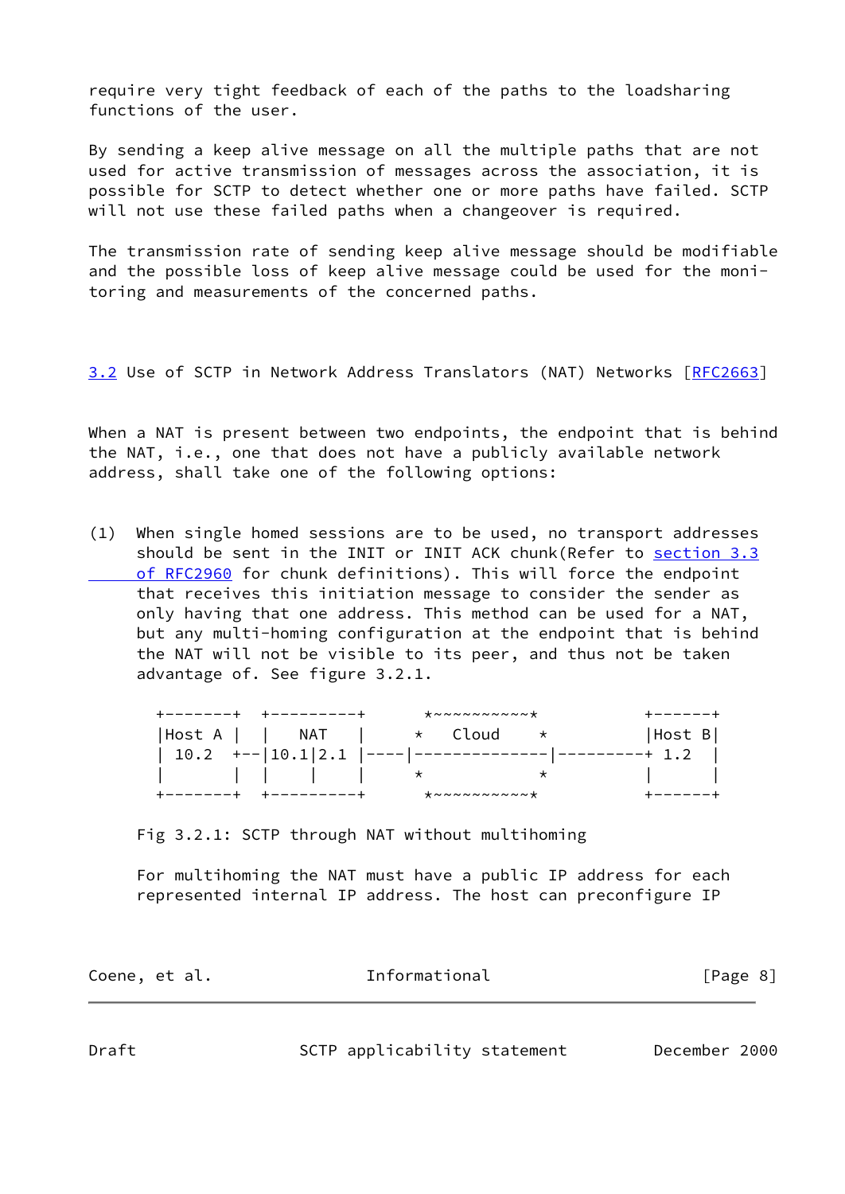require very tight feedback of each of the paths to the loadsharing functions of the user.

By sending a keep alive message on all the multiple paths that are not used for active transmission of messages across the association, it is possible for SCTP to detect whether one or more paths have failed. SCTP will not use these failed paths when a changeover is required.

The transmission rate of sending keep alive message should be modifiable and the possible loss of keep alive message could be used for the monitoring and measurements of the concerned paths.

## 3.2 Use of SCTP in Network Address Translators (NAT) Networks [RFC2663]

When a NAT is present between two endpoints, the endpoint that is behind the NAT, i.e., one that does not have a publicly available network address, shall take one of the following options:

(1) When single homed sessions are to be used, no transport addresses should be sent in the INIT or INIT ACK chunk(Refer to section 3.3 of RFC2960 for chunk definitions). This will force the endpoint that receives this initiation message to consider the sender as only having that one address. This method can be used for a NAT, but any multi-homing configuration at the endpoint that is behind the NAT will not be visible to its peer, and thus not be taken advantage of. See figure 3.2.1.

```
+--------+  +----------+      *~~~~~~~~~~~*          +-------+
|Host A |  |   NAT    |      *   Cloud    *          |Host B|
| 10.2  +--|10.1|2.1 |----|--------------|---------+ 1.2  |
|        |  |    |     |      *            *          |       |
+--------+  +----------+      *~~~~~~~~~~~*          +-------+
```

Fig 3.2.1: SCTP through NAT without multihoming

For multihoming the NAT must have a public IP address for each represented internal IP address. The host can preconfigure IP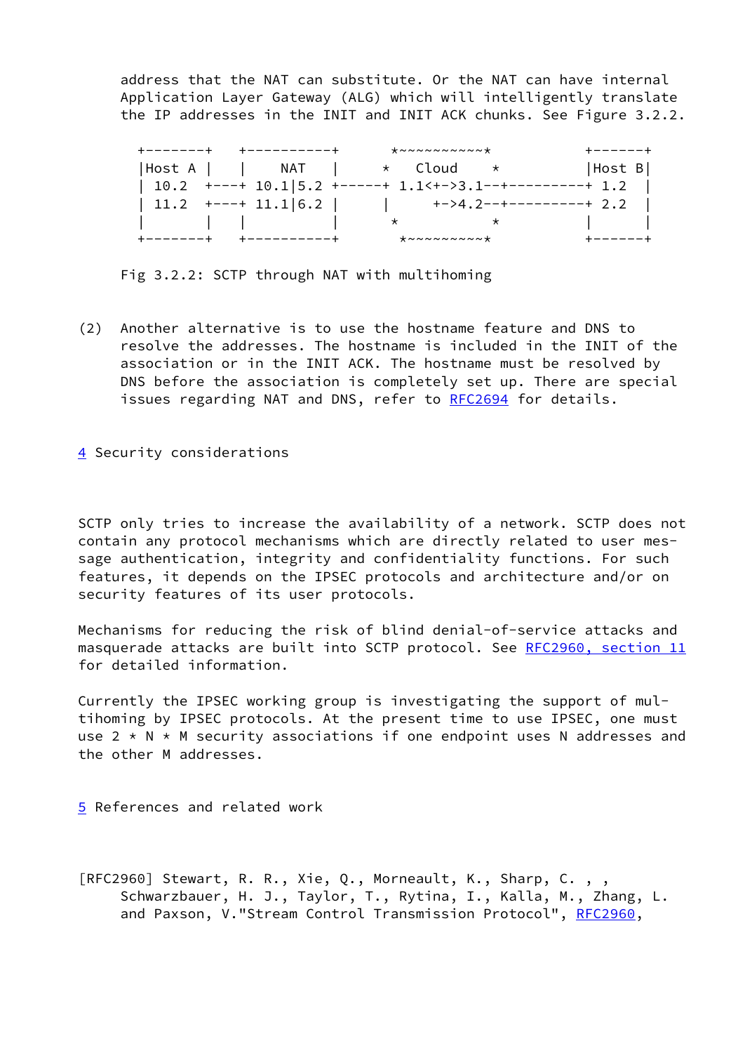address that the NAT can substitute. Or the NAT can have internal Application Layer Gateway (ALG) which will intelligently translate the IP addresses in the INIT and INIT ACK chunks. See Figure 3.2.2.

```
+-------+   +----------+      *~~~~~~~~~~*          +------+
|Host A |   |    NAT   |     *   Cloud    *         |Host B|
| 10.2  +---+ 10.1|5.2 +-----+ 1.1<+->3.1--+---------+ 1.2  |
| 11.2  +---+ 11.1|6.2 |     |     +->4.2--+---------+ 2.2  |
|       |   |          |      *          *          |      |
+-------+   +----------+      *~~~~~~~~~~*          +------+
```

Fig 3.2.2: SCTP through NAT with multihoming

(2) Another alternative is to use the hostname feature and DNS to resolve the addresses. The hostname is included in the INIT of the association or in the INIT ACK. The hostname must be resolved by DNS before the association is completely set up. There are special issues regarding NAT and DNS, refer to RFC2694 for details.

## 4 Security considerations

SCTP only tries to increase the availability of a network. SCTP does not contain any protocol mechanisms which are directly related to user message authentication, integrity and confidentiality functions. For such features, it depends on the IPSEC protocols and architecture and/or on security features of its user protocols.

Mechanisms for reducing the risk of blind denial-of-service attacks and masquerade attacks are built into SCTP protocol. See RFC2960, section 11 for detailed information.

Currently the IPSEC working group is investigating the support of multihoming by IPSEC protocols. At the present time to use IPSEC, one must use 2 * N * M security associations if one endpoint uses N addresses and the other M addresses.

## 5 References and related work

[RFC2960] Stewart, R. R., Xie, Q., Morneault, K., Sharp, C. , , Schwarzbauer, H. J., Taylor, T., Rytina, I., Kalla, M., Zhang, L. and Paxson, V."Stream Control Transmission Protocol", RFC2960,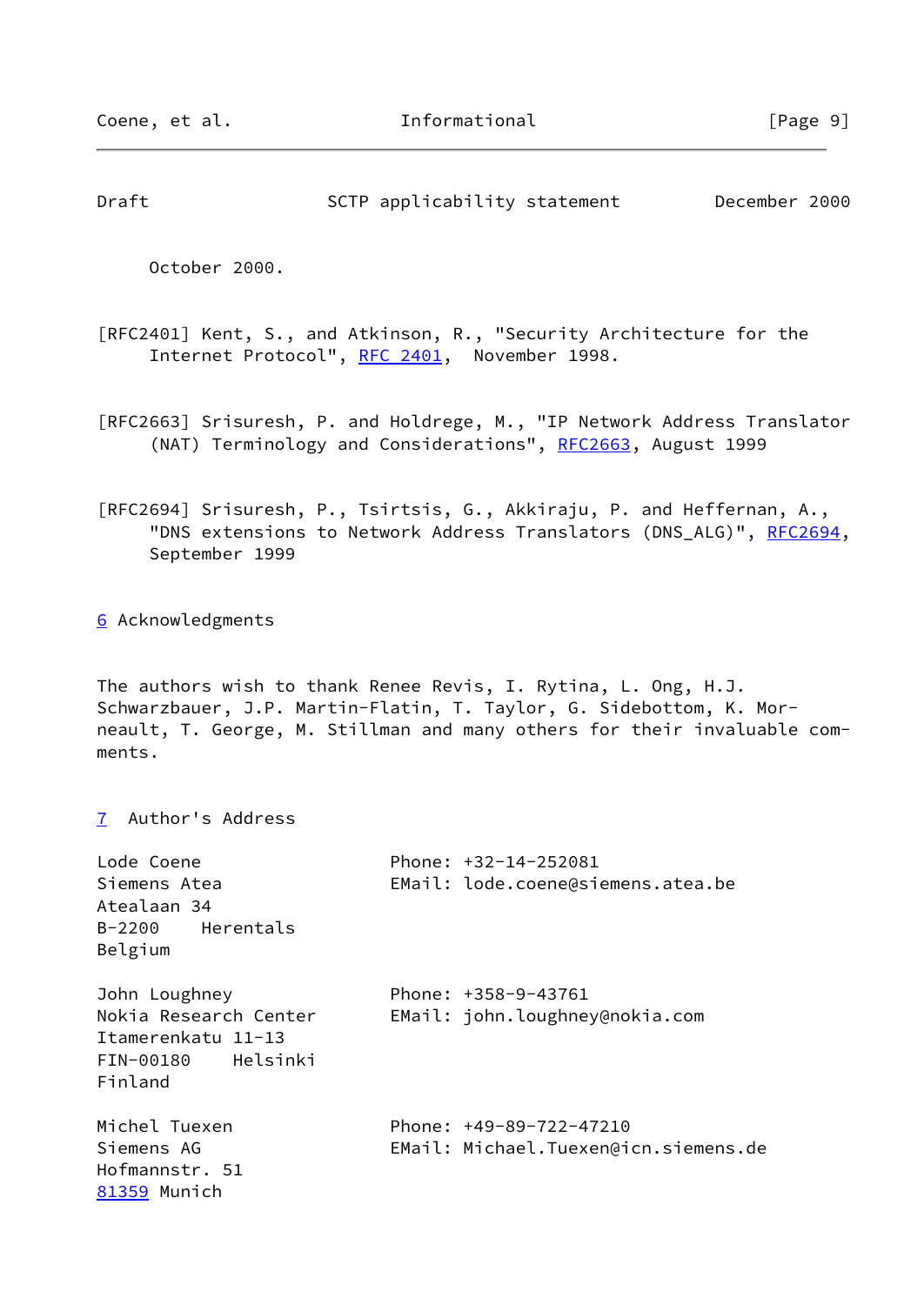October 2000.

[RFC2401] Kent, S., and Atkinson, R., "Security Architecture for the Internet Protocol", RFC 2401, November 1998.

[RFC2663] Srisuresh, P. and Holdrege, M., "IP Network Address Translator (NAT) Terminology and Considerations", RFC2663, August 1999

[RFC2694] Srisuresh, P., Tsirtsis, G., Akkiraju, P. and Heffernan, A., "DNS extensions to Network Address Translators (DNS_ALG)", RFC2694, September 1999

## 6 Acknowledgments

The authors wish to thank Renee Revis, I. Rytina, L. Ong, H.J. Schwarzbauer, J.P. Martin-Flatin, T. Taylor, G. Sidebottom, K. Morneault, T. George, M. Stillman and many others for their invaluable comments.

## 7 Author's Address

Lode Coene
Siemens Atea
Atealaan 34
B-2200 Herentals
Belgium

Phone: +32-14-252081
EMail: lode.coene@siemens.atea.be

John Loughney
Nokia Research Center
Itamerenkatu 11-13
FIN-00180 Helsinki
Finland

Phone: +358-9-43761
EMail: john.loughney@nokia.com

Michel Tuexen
Siemens AG
Hofmannstr. 51
81359 Munich

Phone: +49-89-722-47210
EMail: Michael.Tuexen@icn.siemens.de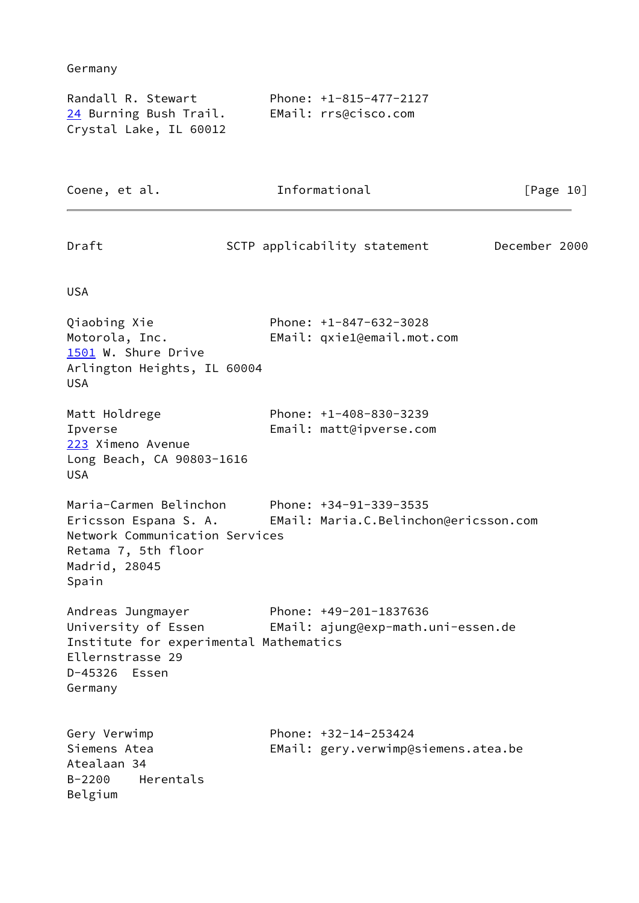Germany

```
Randall R. Stewart          Phone: +1-815-477-2127
24 Burning Bush Trail.      EMail: rrs@cisco.com
Crystal Lake, IL 60012
USA

Qiaobing Xie                Phone: +1-847-632-3028
Motorola, Inc.              EMail: qxie1@email.mot.com
1501 W. Shure Drive
Arlington Heights, IL 60004
USA

Matt Holdrege               Phone: +1-408-830-3239
Ipverse                     Email: matt@ipverse.com
223 Ximeno Avenue
Long Beach, CA 90803-1616
USA

Maria-Carmen Belinchon      Phone: +34-91-339-3535
Ericsson Espana S. A.       EMail: Maria.C.Belinchon@ericsson.com
Network Communication Services
Retama 7, 5th floor
Madrid, 28045
Spain

Andreas Jungmayer           Phone: +49-201-1837636
University of Essen         EMail: ajung@exp-math.uni-essen.de
Institute for experimental Mathematics
Ellernstrasse 29
D-45326  Essen
Germany


Gery Verwimp                Phone: +32-14-253424
Siemens Atea                EMail: gery.verwimp@siemens.atea.be
Atealaan 34
B-2200    Herentals
Belgium
```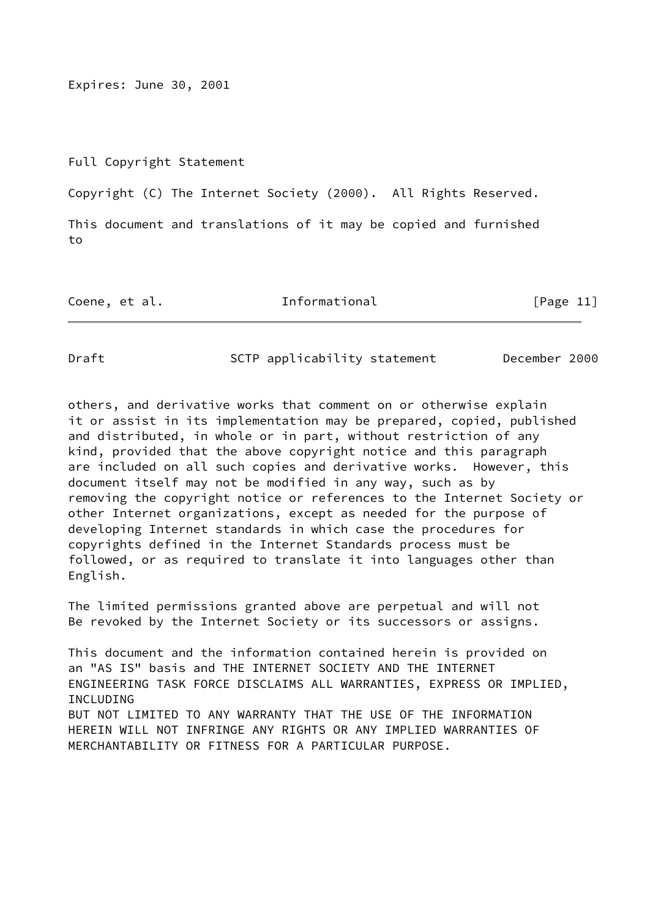Expires: June 30, 2001

## Full Copyright Statement

Copyright (C) The Internet Society (2000). All Rights Reserved.

This document and translations of it may be copied and furnished to others, and derivative works that comment on or otherwise explain it or assist in its implementation may be prepared, copied, published and distributed, in whole or in part, without restriction of any kind, provided that the above copyright notice and this paragraph are included on all such copies and derivative works. However, this document itself may not be modified in any way, such as by removing the copyright notice or references to the Internet Society or other Internet organizations, except as needed for the purpose of developing Internet standards in which case the procedures for copyrights defined in the Internet Standards process must be followed, or as required to translate it into languages other than English.

The limited permissions granted above are perpetual and will not Be revoked by the Internet Society or its successors or assigns.

This document and the information contained herein is provided on an "AS IS" basis and THE INTERNET SOCIETY AND THE INTERNET ENGINEERING TASK FORCE DISCLAIMS ALL WARRANTIES, EXPRESS OR IMPLIED, INCLUDING BUT NOT LIMITED TO ANY WARRANTY THAT THE USE OF THE INFORMATION HEREIN WILL NOT INFRINGE ANY RIGHTS OR ANY IMPLIED WARRANTIES OF MERCHANTABILITY OR FITNESS FOR A PARTICULAR PURPOSE.